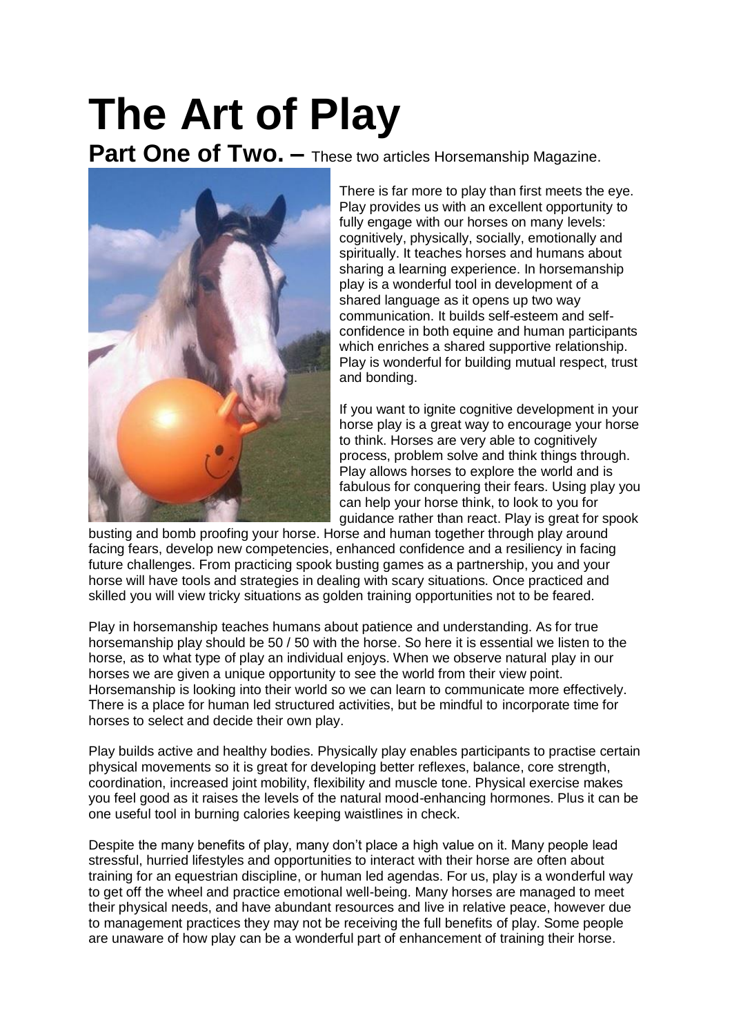# The Art of Play

## Part One of Two. – These two articles Horsemanship Magazine.

There is far more to play than first meets the eye. Play provides us with an excellent opportunity to fully engage with our horses on many levels: cognitively, physically, socially, emotionally and spiritually. It teaches horses and humans about sharing a learning experience. In horsemanship play is a wonderful tool in development of a shared language as it opens up two way communication. It builds self-esteem and self-confidence in both equine and human participants which enriches a shared supportive relationship. Play is wonderful for building mutual respect, trust and bonding.

If you want to ignite cognitive development in your horse play is a great way to encourage your horse to think. Horses are very able to cognitively process, problem solve and think things through. Play allows horses to explore the world and is fabulous for conquering their fears. Using play you can help your horse think, to look to you for guidance rather than react. Play is great for spook busting and bomb proofing your horse. Horse and human together through play around facing fears, develop new competencies, enhanced confidence and a resiliency in facing future challenges. From practicing spook busting games as a partnership, you and your horse will have tools and strategies in dealing with scary situations. Once practiced and skilled you will view tricky situations as golden training opportunities not to be feared.

Play in horsemanship teaches humans about patience and understanding. As for true horsemanship play should be 50 / 50 with the horse. So here it is essential we listen to the horse, as to what type of play an individual enjoys. When we observe natural play in our horses we are given a unique opportunity to see the world from their view point. Horsemanship is looking into their world so we can learn to communicate more effectively. There is a place for human led structured activities, but be mindful to incorporate time for horses to select and decide their own play.

Play builds active and healthy bodies. Physically play enables participants to practise certain physical movements so it is great for developing better reflexes, balance, core strength, coordination, increased joint mobility, flexibility and muscle tone. Physical exercise makes you feel good as it raises the levels of the natural mood-enhancing hormones. Plus it can be one useful tool in burning calories keeping waistlines in check.

Despite the many benefits of play, many don't place a high value on it. Many people lead stressful, hurried lifestyles and opportunities to interact with their horse are often about training for an equestrian discipline, or human led agendas. For us, play is a wonderful way to get off the wheel and practice emotional well-being. Many horses are managed to meet their physical needs, and have abundant resources and live in relative peace, however due to management practices they may not be receiving the full benefits of play. Some people are unaware of how play can be a wonderful part of enhancement of training their horse.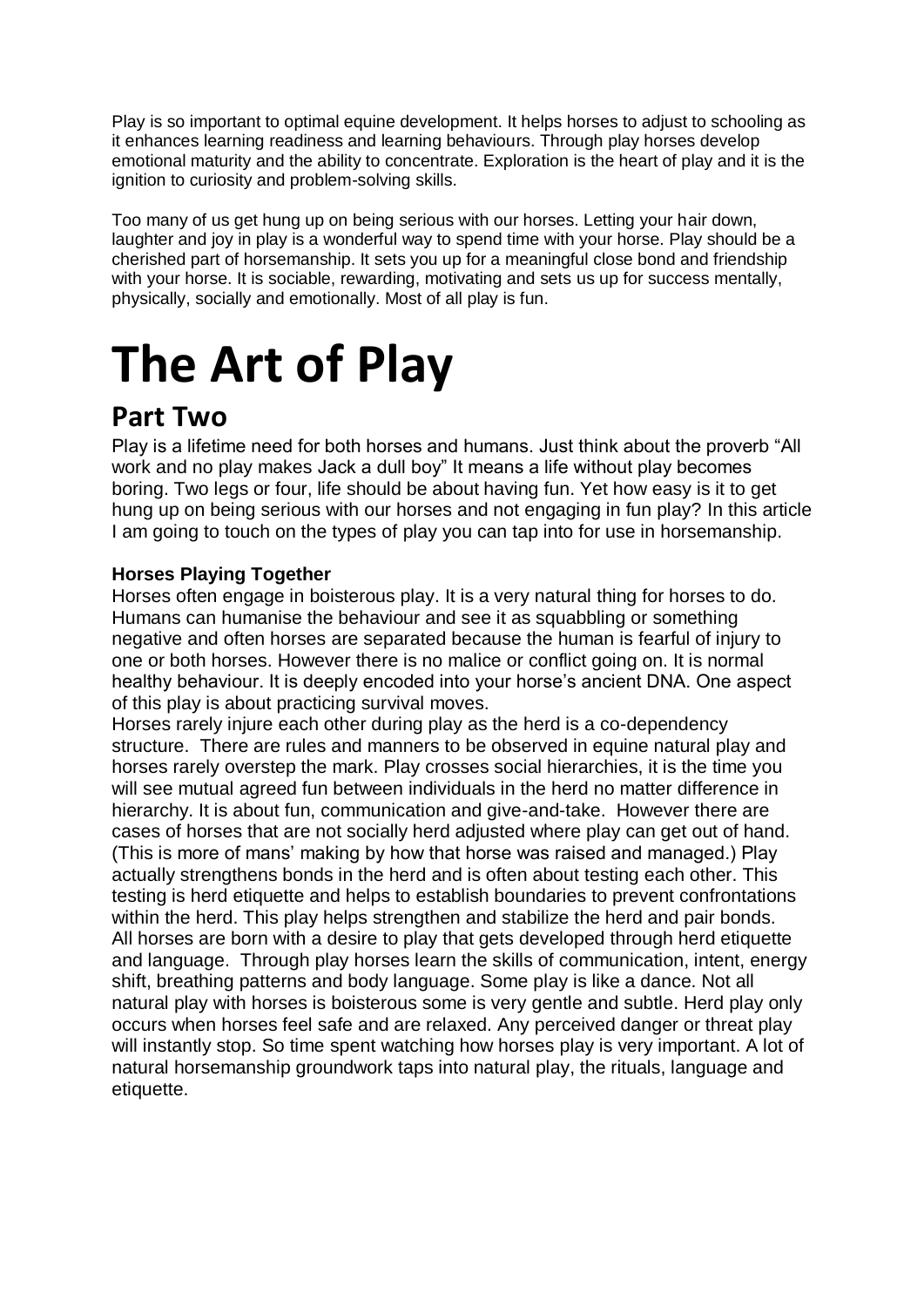Play is so important to optimal equine development. It helps horses to adjust to schooling as it enhances learning readiness and learning behaviours. Through play horses develop emotional maturity and the ability to concentrate. Exploration is the heart of play and it is the ignition to curiosity and problem-solving skills.

Too many of us get hung up on being serious with our horses. Letting your hair down, laughter and joy in play is a wonderful way to spend time with your horse. Play should be a cherished part of horsemanship. It sets you up for a meaningful close bond and friendship with your horse. It is sociable, rewarding, motivating and sets us up for success mentally, physically, socially and emotionally. Most of all play is fun.

# The Art of Play

## Part Two

Play is a lifetime need for both horses and humans. Just think about the proverb "All work and no play makes Jack a dull boy" It means a life without play becomes boring. Two legs or four, life should be about having fun. Yet how easy is it to get hung up on being serious with our horses and not engaging in fun play? In this article I am going to touch on the types of play you can tap into for use in horsemanship.

**Horses Playing Together**

Horses often engage in boisterous play. It is a very natural thing for horses to do. Humans can humanise the behaviour and see it as squabbling or something negative and often horses are separated because the human is fearful of injury to one or both horses. However there is no malice or conflict going on. It is normal healthy behaviour. It is deeply encoded into your horse's ancient DNA. One aspect of this play is about practicing survival moves.
Horses rarely injure each other during play as the herd is a co-dependency structure. There are rules and manners to be observed in equine natural play and horses rarely overstep the mark. Play crosses social hierarchies, it is the time you will see mutual agreed fun between individuals in the herd no matter difference in hierarchy. It is about fun, communication and give-and-take. However there are cases of horses that are not socially herd adjusted where play can get out of hand. (This is more of mans' making by how that horse was raised and managed.) Play actually strengthens bonds in the herd and is often about testing each other. This testing is herd etiquette and helps to establish boundaries to prevent confrontations within the herd. This play helps strengthen and stabilize the herd and pair bonds. All horses are born with a desire to play that gets developed through herd etiquette and language. Through play horses learn the skills of communication, intent, energy shift, breathing patterns and body language. Some play is like a dance. Not all natural play with horses is boisterous some is very gentle and subtle. Herd play only occurs when horses feel safe and are relaxed. Any perceived danger or threat play will instantly stop. So time spent watching how horses play is very important. A lot of natural horsemanship groundwork taps into natural play, the rituals, language and etiquette.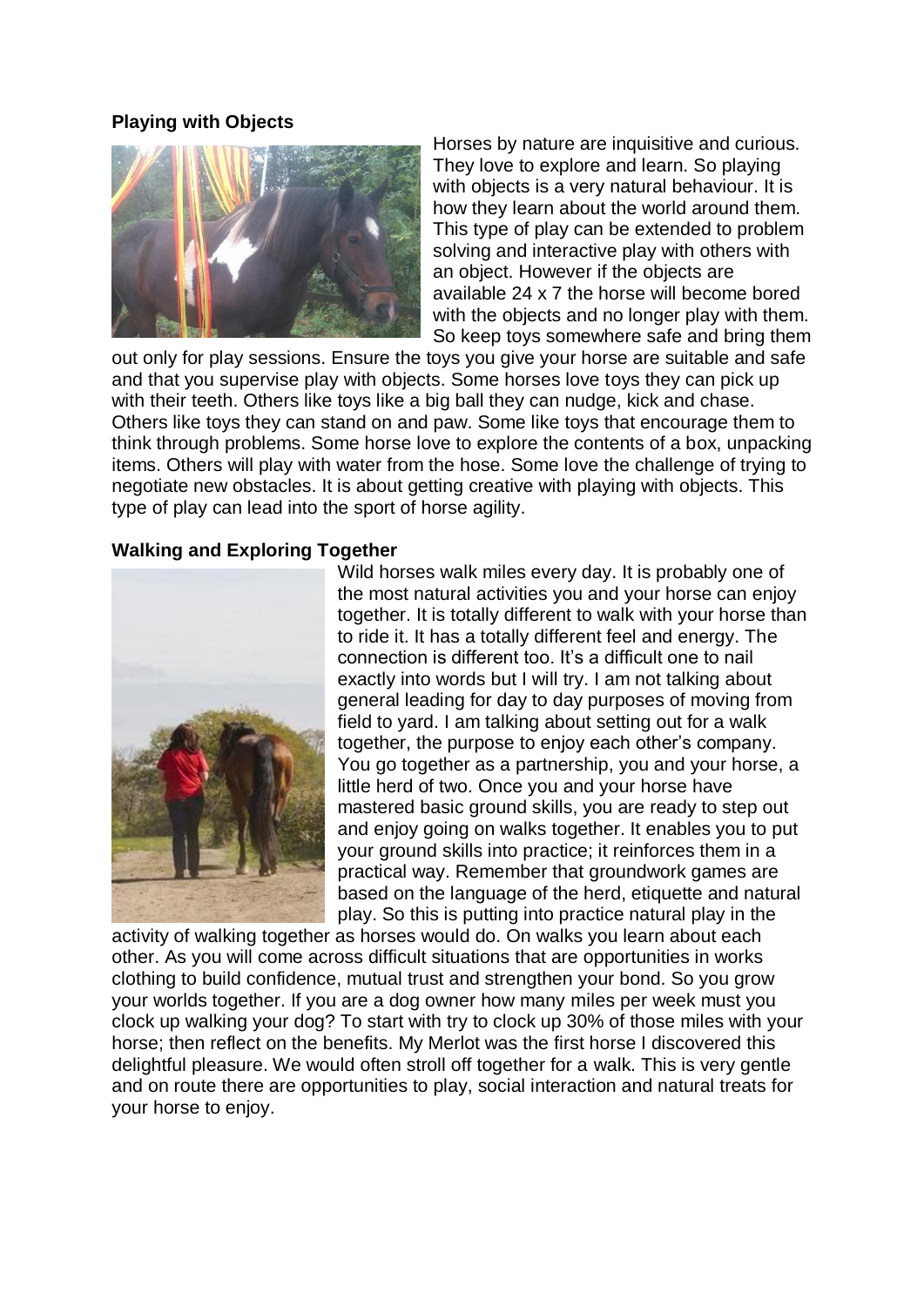**Playing with Objects**

Horses by nature are inquisitive and curious. They love to explore and learn. So playing with objects is a very natural behaviour. It is how they learn about the world around them. This type of play can be extended to problem solving and interactive play with others with an object. However if the objects are available 24 x 7 the horse will become bored with the objects and no longer play with them. So keep toys somewhere safe and bring them out only for play sessions. Ensure the toys you give your horse are suitable and safe and that you supervise play with objects. Some horses love toys they can pick up with their teeth. Others like toys like a big ball they can nudge, kick and chase. Others like toys they can stand on and paw. Some like toys that encourage them to think through problems. Some horse love to explore the contents of a box, unpacking items. Others will play with water from the hose. Some love the challenge of trying to negotiate new obstacles. It is about getting creative with playing with objects. This type of play can lead into the sport of horse agility.

**Walking and Exploring Together**

Wild horses walk miles every day. It is probably one of the most natural activities you and your horse can enjoy together. It is totally different to walk with your horse than to ride it. It has a totally different feel and energy. The connection is different too. It's a difficult one to nail exactly into words but I will try. I am not talking about general leading for day to day purposes of moving from field to yard. I am talking about setting out for a walk together, the purpose to enjoy each other's company. You go together as a partnership, you and your horse, a little herd of two. Once you and your horse have mastered basic ground skills, you are ready to step out and enjoy going on walks together. It enables you to put your ground skills into practice; it reinforces them in a practical way. Remember that groundwork games are based on the language of the herd, etiquette and natural play. So this is putting into practice natural play in the activity of walking together as horses would do. On walks you learn about each other. As you will come across difficult situations that are opportunities in works clothing to build confidence, mutual trust and strengthen your bond. So you grow your worlds together. If you are a dog owner how many miles per week must you clock up walking your dog? To start with try to clock up 30% of those miles with your horse; then reflect on the benefits. My Merlot was the first horse I discovered this delightful pleasure. We would often stroll off together for a walk. This is very gentle and on route there are opportunities to play, social interaction and natural treats for your horse to enjoy.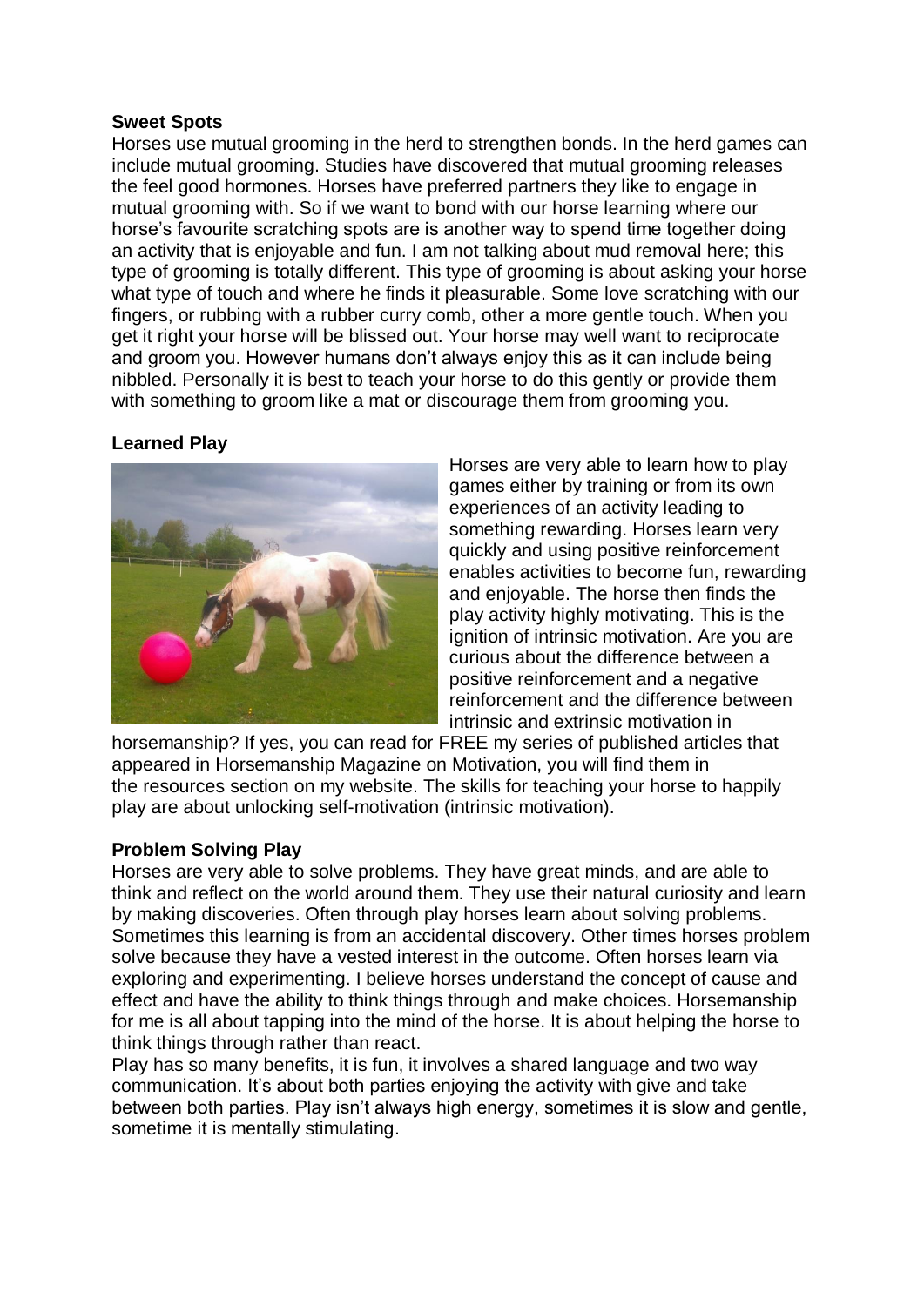**Sweet Spots**

Horses use mutual grooming in the herd to strengthen bonds. In the herd games can include mutual grooming. Studies have discovered that mutual grooming releases the feel good hormones. Horses have preferred partners they like to engage in mutual grooming with. So if we want to bond with our horse learning where our horse's favourite scratching spots are is another way to spend time together doing an activity that is enjoyable and fun. I am not talking about mud removal here; this type of grooming is totally different. This type of grooming is about asking your horse what type of touch and where he finds it pleasurable. Some love scratching with our fingers, or rubbing with a rubber curry comb, other a more gentle touch. When you get it right your horse will be blissed out. Your horse may well want to reciprocate and groom you. However humans don't always enjoy this as it can include being nibbled. Personally it is best to teach your horse to do this gently or provide them with something to groom like a mat or discourage them from grooming you.

**Learned Play**

Horses are very able to learn how to play games either by training or from its own experiences of an activity leading to something rewarding. Horses learn very quickly and using positive reinforcement enables activities to become fun, rewarding and enjoyable. The horse then finds the play activity highly motivating. This is the ignition of intrinsic motivation. Are you are curious about the difference between a positive reinforcement and a negative reinforcement and the difference between intrinsic and extrinsic motivation in horsemanship? If yes, you can read for FREE my series of published articles that appeared in Horsemanship Magazine on Motivation, you will find them in the resources section on my website. The skills for teaching your horse to happily play are about unlocking self-motivation (intrinsic motivation).

**Problem Solving Play**

Horses are very able to solve problems. They have great minds, and are able to think and reflect on the world around them. They use their natural curiosity and learn by making discoveries. Often through play horses learn about solving problems. Sometimes this learning is from an accidental discovery. Other times horses problem solve because they have a vested interest in the outcome. Often horses learn via exploring and experimenting. I believe horses understand the concept of cause and effect and have the ability to think things through and make choices. Horsemanship for me is all about tapping into the mind of the horse. It is about helping the horse to think things through rather than react.

Play has so many benefits, it is fun, it involves a shared language and two way communication. It's about both parties enjoying the activity with give and take between both parties. Play isn't always high energy, sometimes it is slow and gentle, sometime it is mentally stimulating.